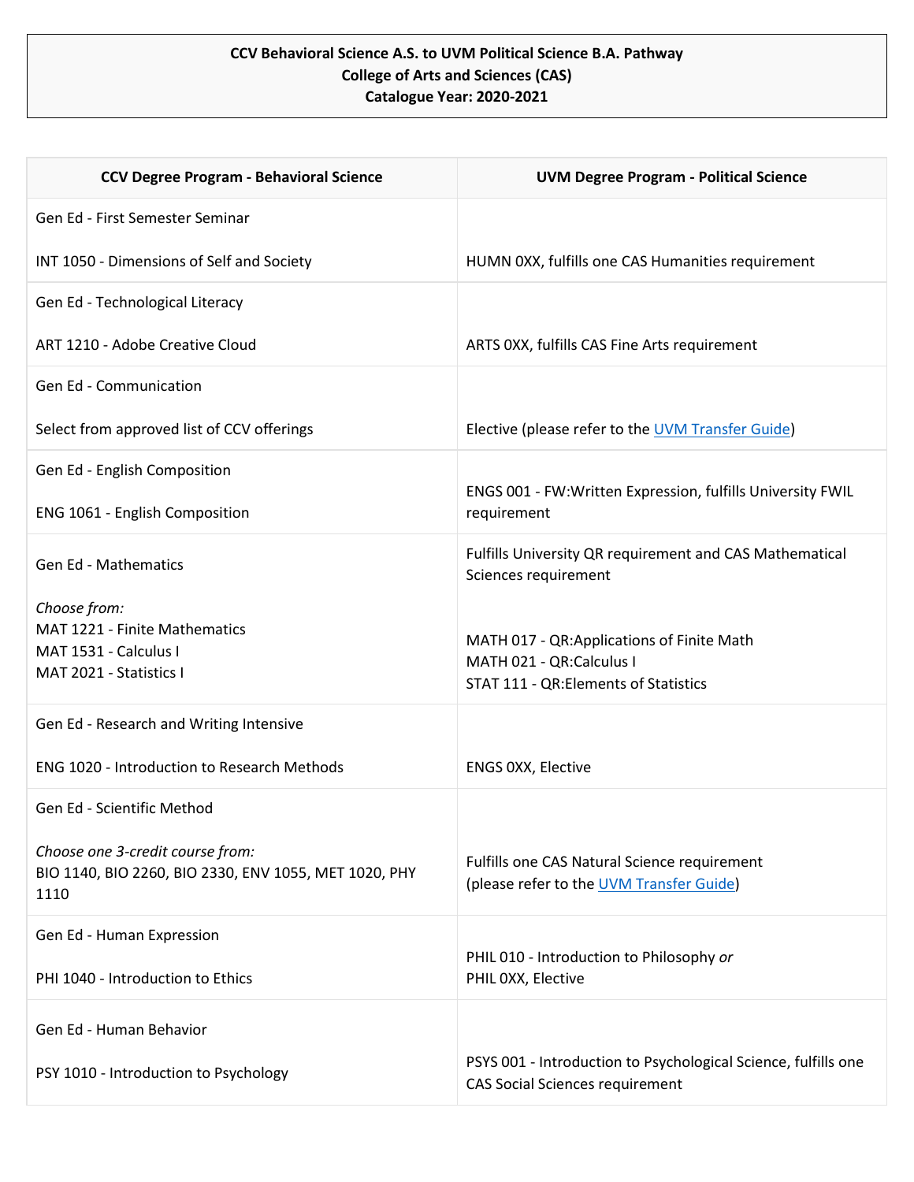**CCV Behavioral Science A.S. to UVM Political Science B.A. Pathway**
**College of Arts and Sciences (CAS)**
**Catalogue Year: 2020-2021**

| CCV Degree Program - Behavioral Science | UVM Degree Program - Political Science |
|---|---|
| Gen Ed - First Semester Seminar<br><br>INT 1050 - Dimensions of Self and Society | HUMN 0XX, fulfills one CAS Humanities requirement |
| Gen Ed - Technological Literacy<br><br>ART 1210 - Adobe Creative Cloud | ARTS 0XX, fulfills CAS Fine Arts requirement |
| Gen Ed - Communication<br><br>Select from approved list of CCV offerings | Elective (please refer to the UVM Transfer Guide) |
| Gen Ed - English Composition<br><br>ENG 1061 - English Composition | ENGS 001 - FW:Written Expression, fulfills University FWIL requirement |
| Gen Ed - Mathematics<br><br>*Choose from:*<br>MAT 1221 - Finite Mathematics<br>MAT 1531 - Calculus I<br>MAT 2021 - Statistics I | Fulfills University QR requirement and CAS Mathematical Sciences requirement<br><br>MATH 017 - QR:Applications of Finite Math<br>MATH 021 - QR:Calculus I<br>STAT 111 - QR:Elements of Statistics |
| Gen Ed - Research and Writing Intensive<br><br>ENG 1020 - Introduction to Research Methods | ENGS 0XX, Elective |
| Gen Ed - Scientific Method<br><br>*Choose one 3-credit course from:*<br>BIO 1140, BIO 2260, BIO 2330, ENV 1055, MET 1020, PHY 1110 | Fulfills one CAS Natural Science requirement (please refer to the UVM Transfer Guide) |
| Gen Ed - Human Expression<br><br>PHI 1040 - Introduction to Ethics | PHIL 010 - Introduction to Philosophy *or*<br>PHIL 0XX, Elective |
| Gen Ed - Human Behavior<br><br>PSY 1010 - Introduction to Psychology | PSYS 001 - Introduction to Psychological Science, fulfills one CAS Social Sciences requirement |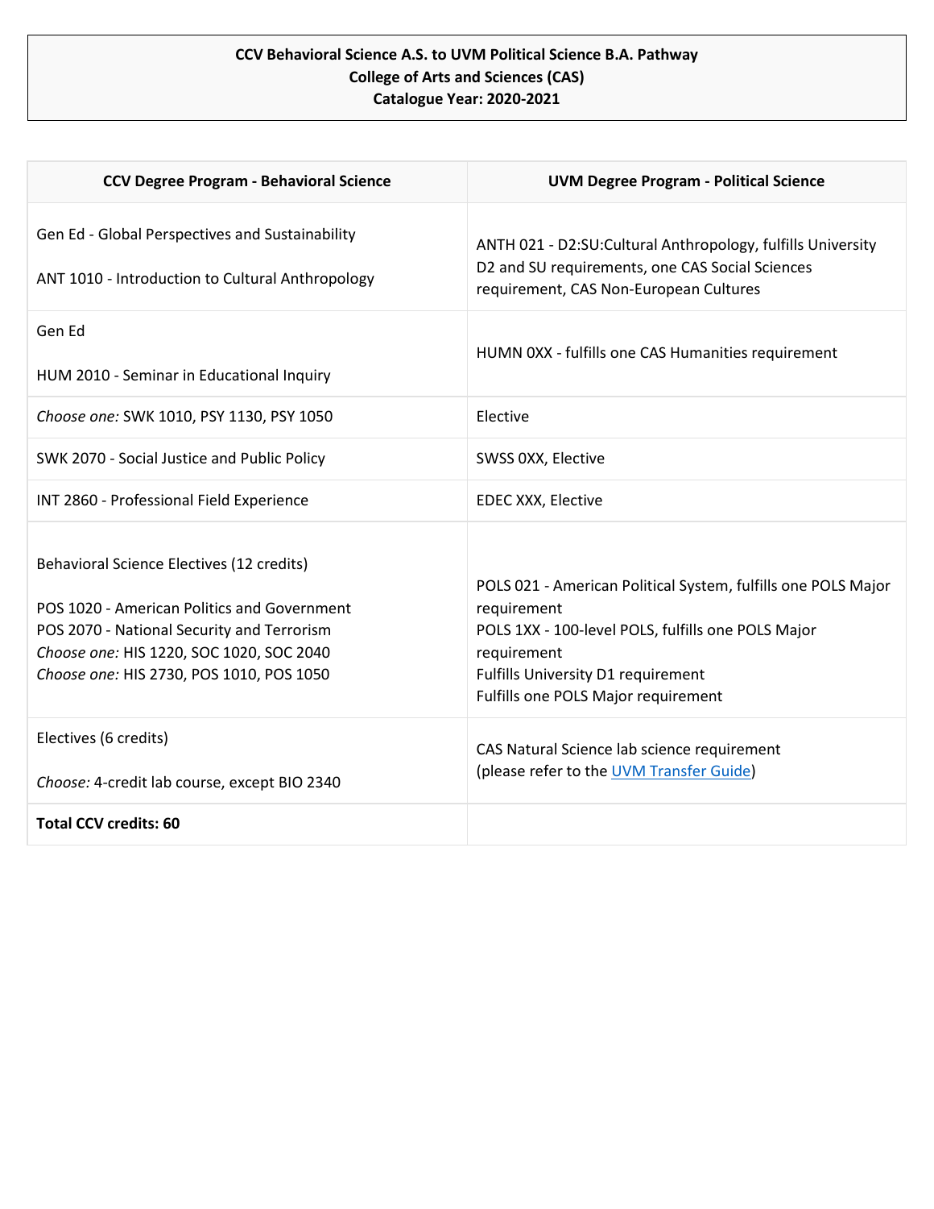**CCV Behavioral Science A.S. to UVM Political Science B.A. Pathway**
**College of Arts and Sciences (CAS)**
**Catalogue Year: 2020-2021**

| CCV Degree Program - Behavioral Science | UVM Degree Program - Political Science |
|---|---|
| Gen Ed - Global Perspectives and Sustainability<br><br>ANT 1010 - Introduction to Cultural Anthropology | ANTH 021 - D2:SU:Cultural Anthropology, fulfills University D2 and SU requirements, one CAS Social Sciences requirement, CAS Non-European Cultures |
| Gen Ed<br><br>HUM 2010 - Seminar in Educational Inquiry | HUMN 0XX - fulfills one CAS Humanities requirement |
| *Choose one:* SWK 1010, PSY 1130, PSY 1050 | Elective |
| SWK 2070 - Social Justice and Public Policy | SWSS 0XX, Elective |
| INT 2860 - Professional Field Experience | EDEC XXX, Elective |
| Behavioral Science Electives (12 credits)<br><br>POS 1020 - American Politics and Government<br>POS 2070 - National Security and Terrorism<br>*Choose one:* HIS 1220, SOC 1020, SOC 2040<br>*Choose one:* HIS 2730, POS 1010, POS 1050 | POLS 021 - American Political System, fulfills one POLS Major requirement<br>POLS 1XX - 100-level POLS, fulfills one POLS Major requirement<br>Fulfills University D1 requirement<br>Fulfills one POLS Major requirement |
| Electives (6 credits)<br><br>*Choose:* 4-credit lab course, except BIO 2340 | CAS Natural Science lab science requirement (please refer to the UVM Transfer Guide) |
| **Total CCV credits: 60** | |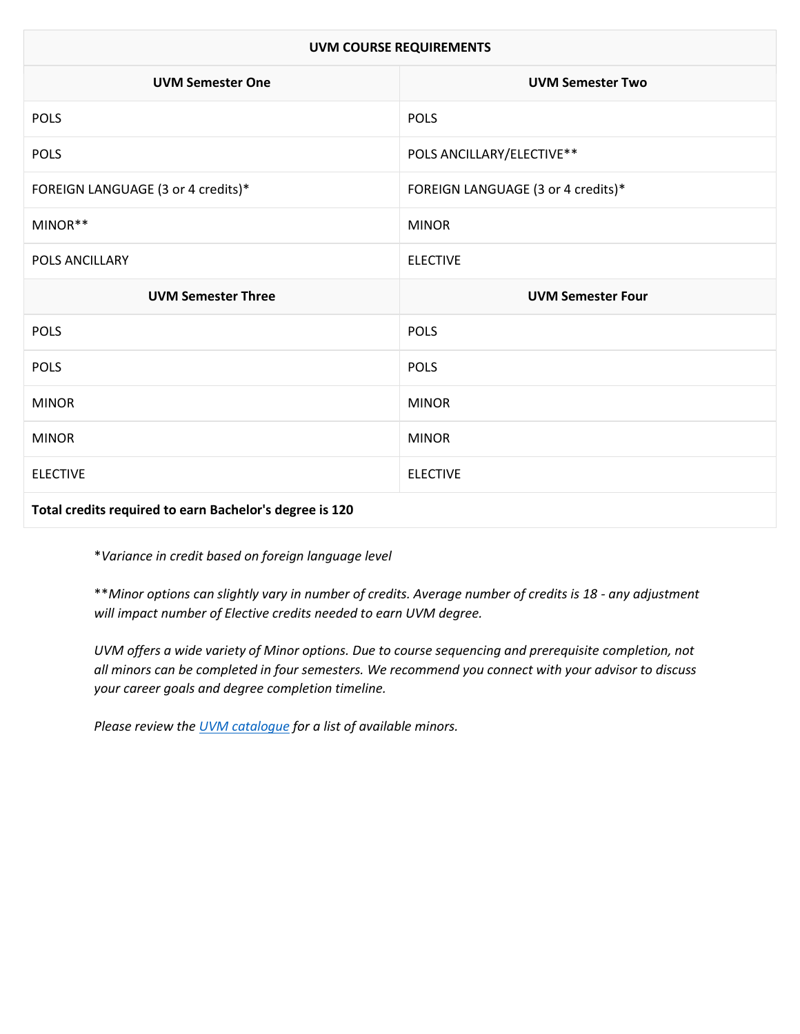| UVM COURSE REQUIREMENTS | |
|---|---|
| **UVM Semester One** | **UVM Semester Two** |
| POLS | POLS |
| POLS | POLS ANCILLARY/ELECTIVE** |
| FOREIGN LANGUAGE (3 or 4 credits)* | FOREIGN LANGUAGE (3 or 4 credits)* |
| MINOR** | MINOR |
| POLS ANCILLARY | ELECTIVE |
| **UVM Semester Three** | **UVM Semester Four** |
| POLS | POLS |
| POLS | POLS |
| MINOR | MINOR |
| MINOR | MINOR |
| ELECTIVE | ELECTIVE |
| **Total credits required to earn Bachelor's degree is 120** | |

**Variance in credit based on foreign language level*

***Minor options can slightly vary in number of credits. Average number of credits is 18 - any adjustment will impact number of Elective credits needed to earn UVM degree.*

*UVM offers a wide variety of Minor options. Due to course sequencing and prerequisite completion, not all minors can be completed in four semesters. We recommend you connect with your advisor to discuss your career goals and degree completion timeline.*

*Please review the [UVM catalogue](#) for a list of available minors.*